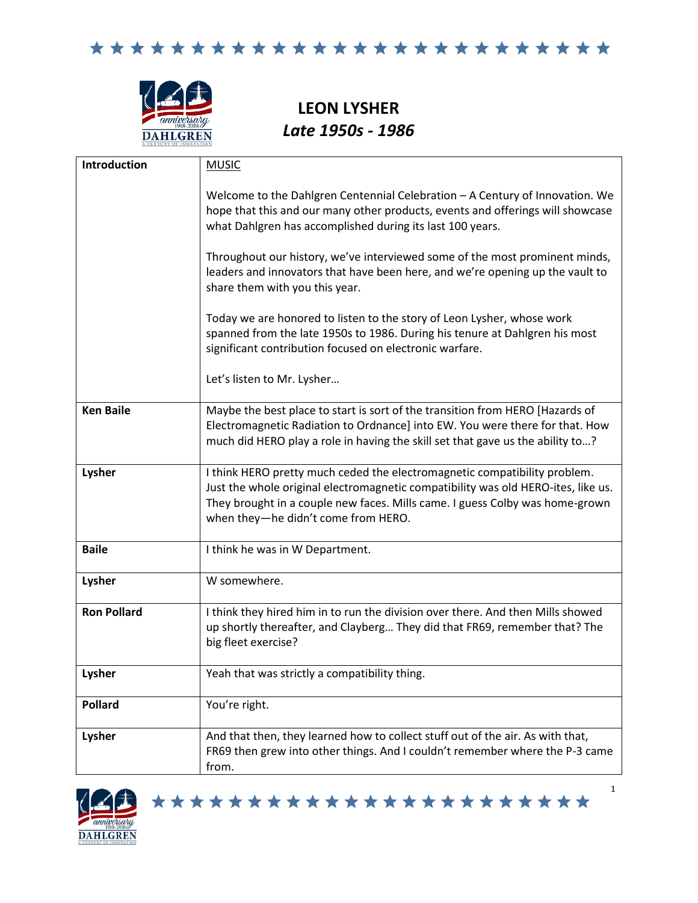# LEON LYSHER

## *Late 1950s - 1986*

| Introduction | <u>MUSIC</u><br><br>Welcome to the Dahlgren Centennial Celebration – A Century of Innovation. We hope that this and our many other products, events and offerings will showcase what Dahlgren has accomplished during its last 100 years.<br><br>Throughout our history, we've interviewed some of the most prominent minds, leaders and innovators that have been here, and we're opening up the vault to share them with you this year.<br><br>Today we are honored to listen to the story of Leon Lysher, whose work spanned from the late 1950s to 1986. During his tenure at Dahlgren his most significant contribution focused on electronic warfare.<br><br>Let's listen to Mr. Lysher… |
|---|---|
| **Ken Baile** | Maybe the best place to start is sort of the transition from HERO [Hazards of Electromagnetic Radiation to Ordnance] into EW. You were there for that. How much did HERO play a role in having the skill set that gave us the ability to…? |
| **Lysher** | I think HERO pretty much ceded the electromagnetic compatibility problem. Just the whole original electromagnetic compatibility was old HERO-ites, like us. They brought in a couple new faces. Mills came. I guess Colby was home-grown when they—he didn't come from HERO. |
| **Baile** | I think he was in W Department. |
| **Lysher** | W somewhere. |
| **Ron Pollard** | I think they hired him in to run the division over there. And then Mills showed up shortly thereafter, and Clayberg… They did that FR69, remember that? The big fleet exercise? |
| **Lysher** | Yeah that was strictly a compatibility thing. |
| **Pollard** | You're right. |
| **Lysher** | And that then, they learned how to collect stuff out of the air. As with that, FR69 then grew into other things. And I couldn't remember where the P-3 came from. |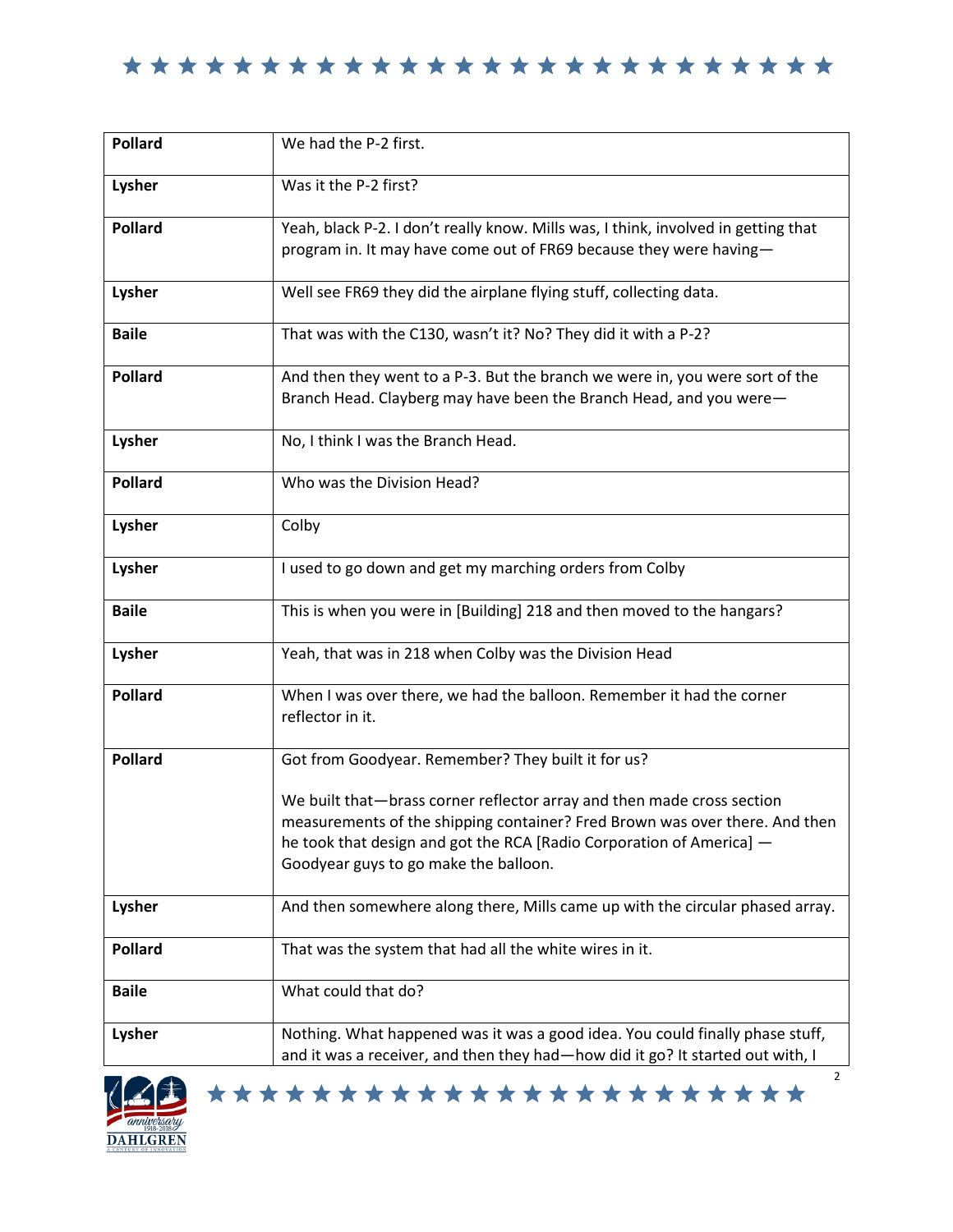| | |
|---|---|
| **Pollard** | We had the P-2 first. |
| **Lysher** | Was it the P-2 first? |
| **Pollard** | Yeah, black P-2. I don't really know. Mills was, I think, involved in getting that program in. It may have come out of FR69 because they were having— |
| **Lysher** | Well see FR69 they did the airplane flying stuff, collecting data. |
| **Baile** | That was with the C130, wasn't it? No? They did it with a P-2? |
| **Pollard** | And then they went to a P-3. But the branch we were in, you were sort of the Branch Head. Clayberg may have been the Branch Head, and you were— |
| **Lysher** | No, I think I was the Branch Head. |
| **Pollard** | Who was the Division Head? |
| **Lysher** | Colby |
| **Lysher** | I used to go down and get my marching orders from Colby |
| **Baile** | This is when you were in [Building] 218 and then moved to the hangars? |
| **Lysher** | Yeah, that was in 218 when Colby was the Division Head |
| **Pollard** | When I was over there, we had the balloon. Remember it had the corner reflector in it. |
| **Pollard** | Got from Goodyear. Remember? They built it for us?<br><br>We built that—brass corner reflector array and then made cross section measurements of the shipping container? Fred Brown was over there. And then he took that design and got the RCA [Radio Corporation of America] —Goodyear guys to go make the balloon. |
| **Lysher** | And then somewhere along there, Mills came up with the circular phased array. |
| **Pollard** | That was the system that had all the white wires in it. |
| **Baile** | What could that do? |
| **Lysher** | Nothing. What happened was it was a good idea. You could finally phase stuff, and it was a receiver, and then they had—how did it go? It started out with, I |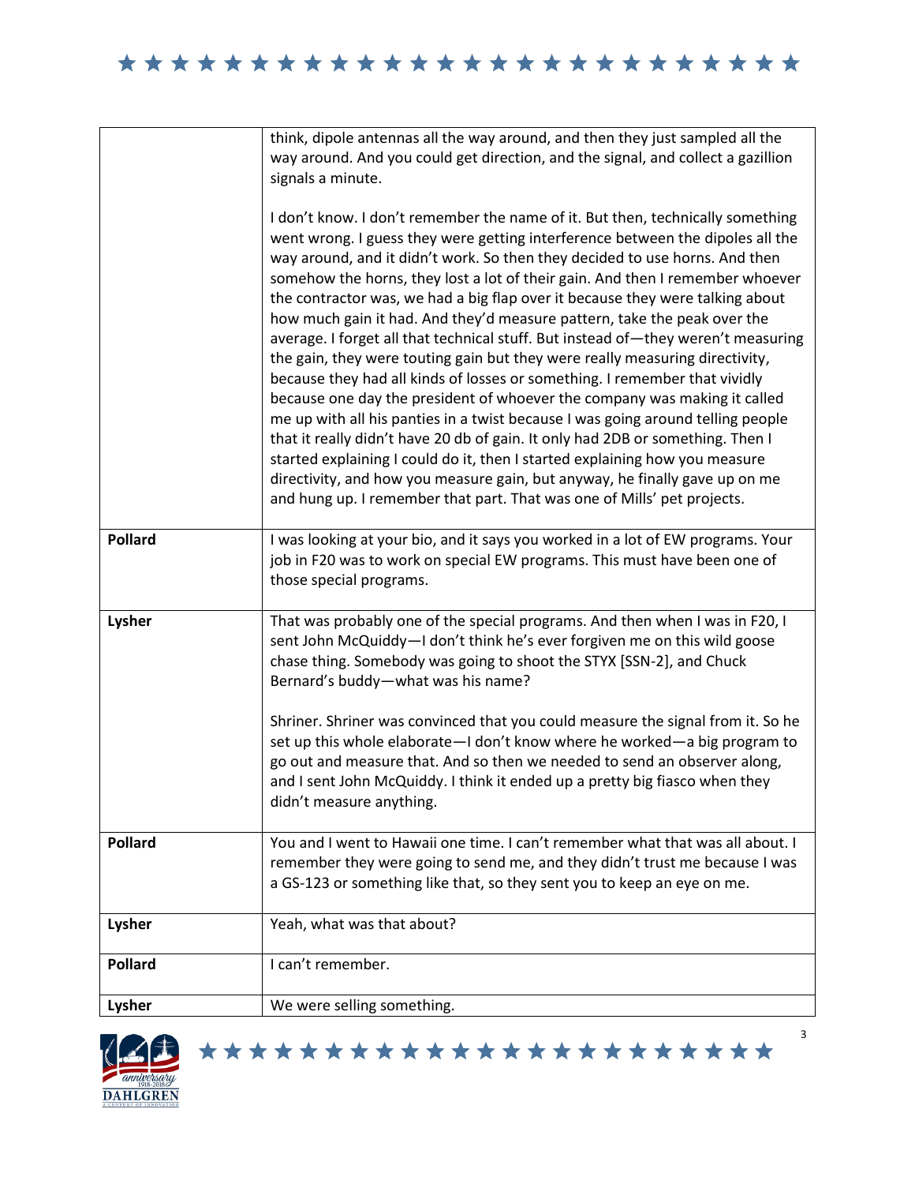| | |
|---|---|
| | think, dipole antennas all the way around, and then they just sampled all the way around. And you could get direction, and the signal, and collect a gazillion signals a minute.<br><br>I don't know. I don't remember the name of it. But then, technically something went wrong. I guess they were getting interference between the dipoles all the way around, and it didn't work. So then they decided to use horns. And then somehow the horns, they lost a lot of their gain. And then I remember whoever the contractor was, we had a big flap over it because they were talking about how much gain it had. And they'd measure pattern, take the peak over the average. I forget all that technical stuff. But instead of—they weren't measuring the gain, they were touting gain but they were really measuring directivity, because they had all kinds of losses or something. I remember that vividly because one day the president of whoever the company was making it called me up with all his panties in a twist because I was going around telling people that it really didn't have 20 db of gain. It only had 2DB or something. Then I started explaining I could do it, then I started explaining how you measure directivity, and how you measure gain, but anyway, he finally gave up on me and hung up. I remember that part. That was one of Mills' pet projects. |
| **Pollard** | I was looking at your bio, and it says you worked in a lot of EW programs. Your job in F20 was to work on special EW programs. This must have been one of those special programs. |
| **Lysher** | That was probably one of the special programs. And then when I was in F20, I sent John McQuiddy—I don't think he's ever forgiven me on this wild goose chase thing. Somebody was going to shoot the STYX [SSN-2], and Chuck Bernard's buddy—what was his name?<br><br>Shriner. Shriner was convinced that you could measure the signal from it. So he set up this whole elaborate—I don't know where he worked—a big program to go out and measure that. And so then we needed to send an observer along, and I sent John McQuiddy. I think it ended up a pretty big fiasco when they didn't measure anything. |
| **Pollard** | You and I went to Hawaii one time. I can't remember what that was all about. I remember they were going to send me, and they didn't trust me because I was a GS-123 or something like that, so they sent you to keep an eye on me. |
| **Lysher** | Yeah, what was that about? |
| **Pollard** | I can't remember. |
| **Lysher** | We were selling something. |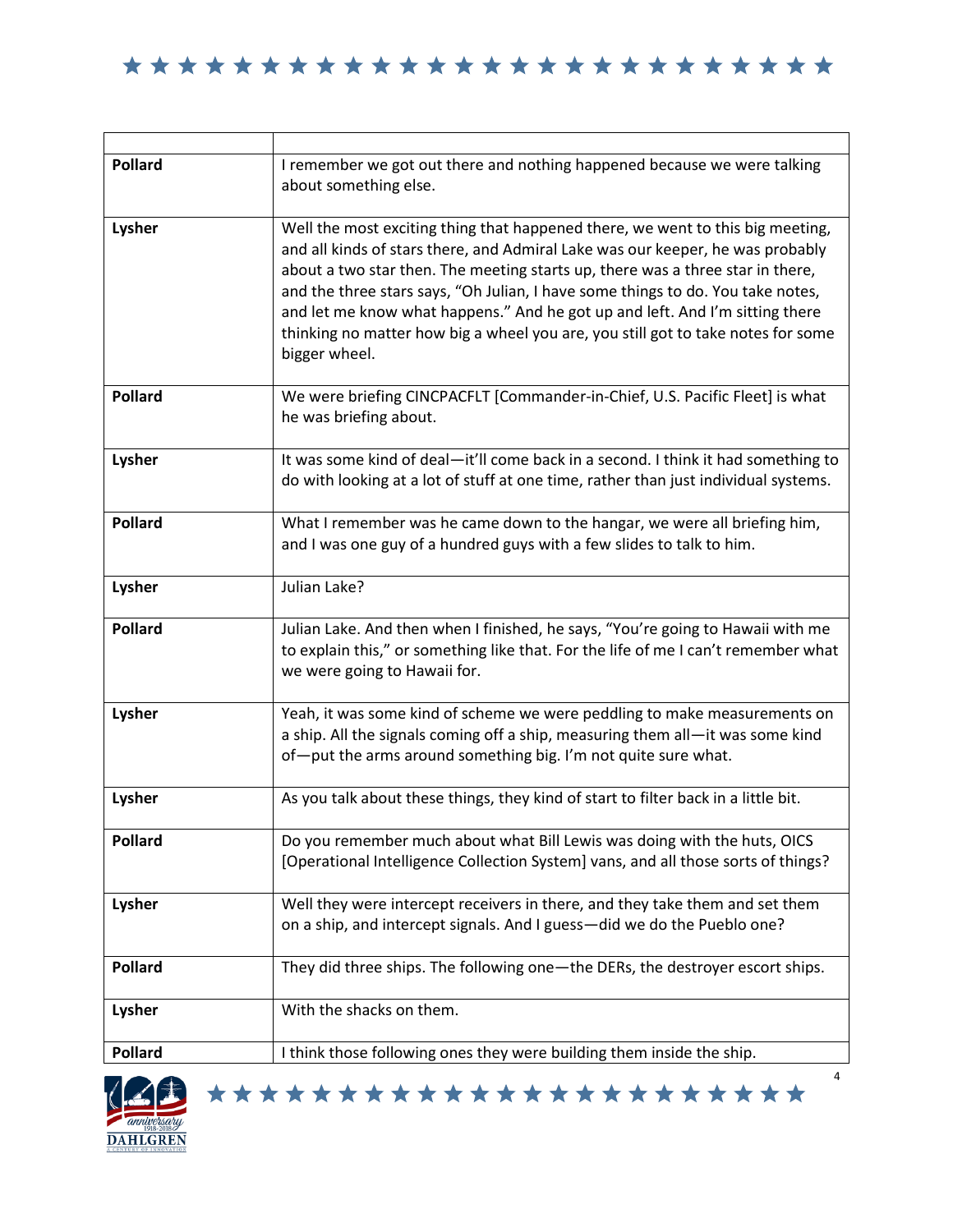| | |
|---|---|
| **Pollard** | I remember we got out there and nothing happened because we were talking about something else. |
| **Lysher** | Well the most exciting thing that happened there, we went to this big meeting, and all kinds of stars there, and Admiral Lake was our keeper, he was probably about a two star then. The meeting starts up, there was a three star in there, and the three stars says, "Oh Julian, I have some things to do. You take notes, and let me know what happens." And he got up and left. And I'm sitting there thinking no matter how big a wheel you are, you still got to take notes for some bigger wheel. |
| **Pollard** | We were briefing CINCPACFLT [Commander-in-Chief, U.S. Pacific Fleet] is what he was briefing about. |
| **Lysher** | It was some kind of deal—it'll come back in a second. I think it had something to do with looking at a lot of stuff at one time, rather than just individual systems. |
| **Pollard** | What I remember was he came down to the hangar, we were all briefing him, and I was one guy of a hundred guys with a few slides to talk to him. |
| **Lysher** | Julian Lake? |
| **Pollard** | Julian Lake. And then when I finished, he says, "You're going to Hawaii with me to explain this," or something like that. For the life of me I can't remember what we were going to Hawaii for. |
| **Lysher** | Yeah, it was some kind of scheme we were peddling to make measurements on a ship. All the signals coming off a ship, measuring them all—it was some kind of—put the arms around something big. I'm not quite sure what. |
| **Lysher** | As you talk about these things, they kind of start to filter back in a little bit. |
| **Pollard** | Do you remember much about what Bill Lewis was doing with the huts, OICS [Operational Intelligence Collection System] vans, and all those sorts of things? |
| **Lysher** | Well they were intercept receivers in there, and they take them and set them on a ship, and intercept signals. And I guess—did we do the Pueblo one? |
| **Pollard** | They did three ships. The following one—the DERs, the destroyer escort ships. |
| **Lysher** | With the shacks on them. |
| **Pollard** | I think those following ones they were building them inside the ship. |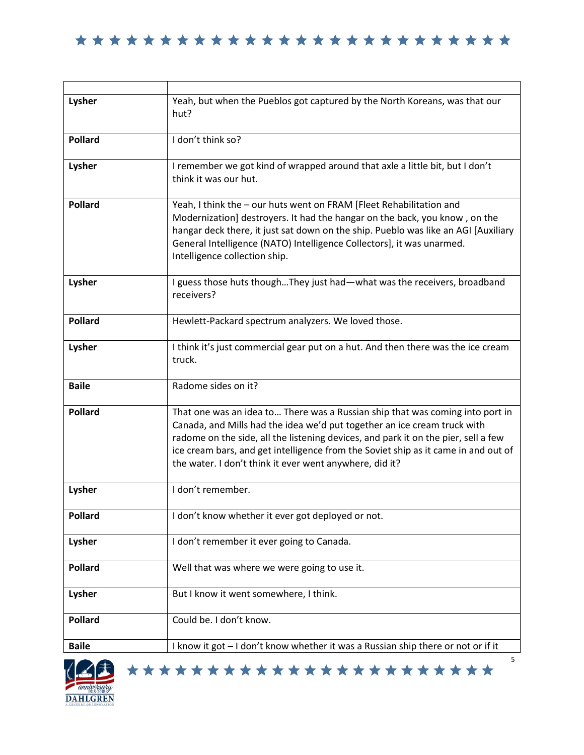| | |
|---|---|
| **Lysher** | Yeah, but when the Pueblos got captured by the North Koreans, was that our hut? |
| **Pollard** | I don't think so? |
| **Lysher** | I remember we got kind of wrapped around that axle a little bit, but I don't think it was our hut. |
| **Pollard** | Yeah, I think the – our huts went on FRAM [Fleet Rehabilitation and Modernization] destroyers. It had the hangar on the back, you know , on the hangar deck there, it just sat down on the ship. Pueblo was like an AGI [Auxiliary General Intelligence (NATO) Intelligence Collectors], it was unarmed. Intelligence collection ship. |
| **Lysher** | I guess those huts though…They just had—what was the receivers, broadband receivers? |
| **Pollard** | Hewlett-Packard spectrum analyzers. We loved those. |
| **Lysher** | I think it's just commercial gear put on a hut. And then there was the ice cream truck. |
| **Baile** | Radome sides on it? |
| **Pollard** | That one was an idea to… There was a Russian ship that was coming into port in Canada, and Mills had the idea we'd put together an ice cream truck with radome on the side, all the listening devices, and park it on the pier, sell a few ice cream bars, and get intelligence from the Soviet ship as it came in and out of the water. I don't think it ever went anywhere, did it? |
| **Lysher** | I don't remember. |
| **Pollard** | I don't know whether it ever got deployed or not. |
| **Lysher** | I don't remember it ever going to Canada. |
| **Pollard** | Well that was where we were going to use it. |
| **Lysher** | But I know it went somewhere, I think. |
| **Pollard** | Could be. I don't know. |
| **Baile** | I know it got – I don't know whether it was a Russian ship there or not or if it |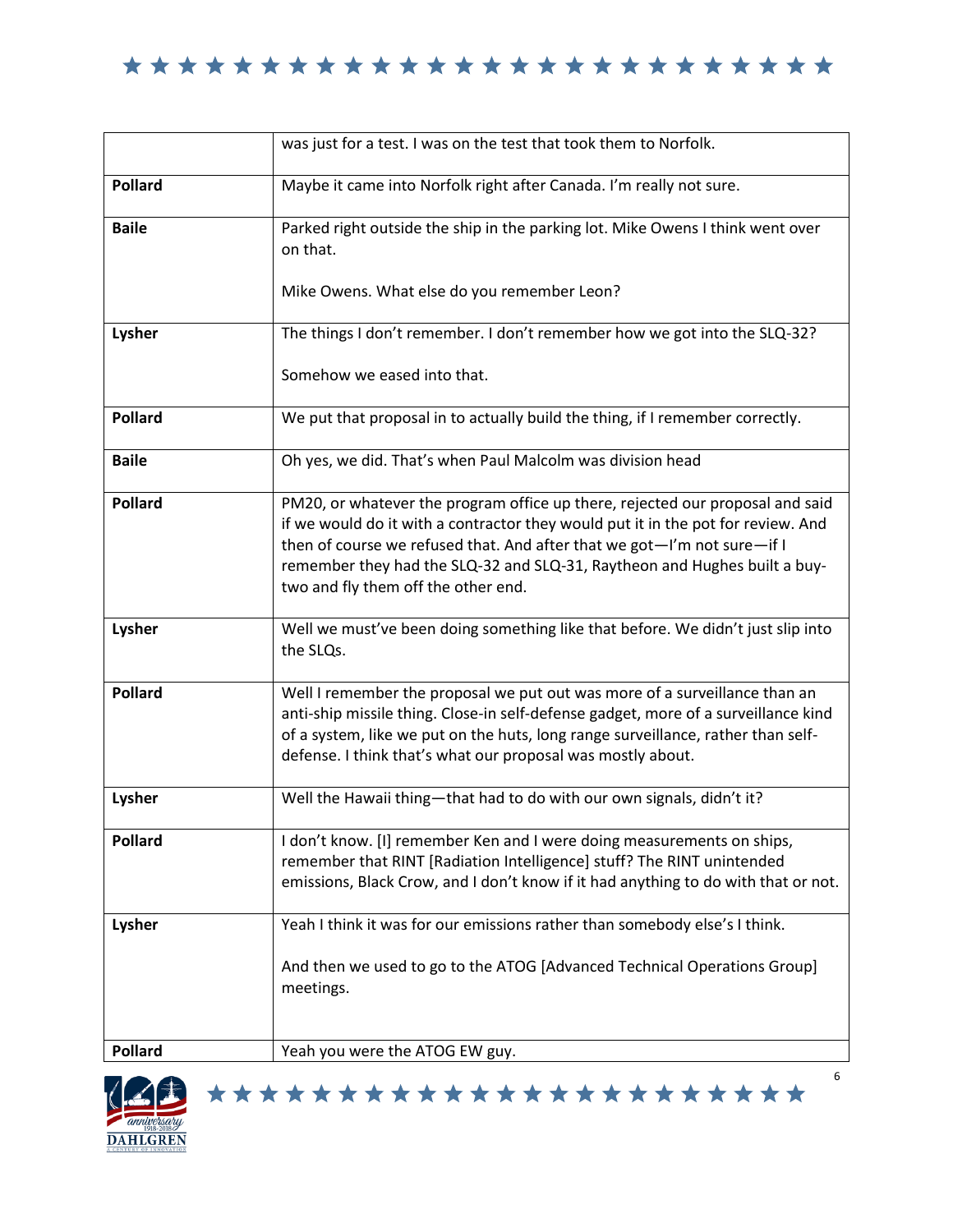| | |
|---|---|
| | was just for a test. I was on the test that took them to Norfolk. |
| **Pollard** | Maybe it came into Norfolk right after Canada. I'm really not sure. |
| **Baile** | Parked right outside the ship in the parking lot. Mike Owens I think went over on that.<br><br>Mike Owens. What else do you remember Leon? |
| **Lysher** | The things I don't remember. I don't remember how we got into the SLQ-32?<br><br>Somehow we eased into that. |
| **Pollard** | We put that proposal in to actually build the thing, if I remember correctly. |
| **Baile** | Oh yes, we did. That's when Paul Malcolm was division head |
| **Pollard** | PM20, or whatever the program office up there, rejected our proposal and said if we would do it with a contractor they would put it in the pot for review. And then of course we refused that. And after that we got—I'm not sure—if I remember they had the SLQ-32 and SLQ-31, Raytheon and Hughes built a buy-two and fly them off the other end. |
| **Lysher** | Well we must've been doing something like that before. We didn't just slip into the SLQs. |
| **Pollard** | Well I remember the proposal we put out was more of a surveillance than an anti-ship missile thing. Close-in self-defense gadget, more of a surveillance kind of a system, like we put on the huts, long range surveillance, rather than self-defense. I think that's what our proposal was mostly about. |
| **Lysher** | Well the Hawaii thing—that had to do with our own signals, didn't it? |
| **Pollard** | I don't know. [I] remember Ken and I were doing measurements on ships, remember that RINT [Radiation Intelligence] stuff? The RINT unintended emissions, Black Crow, and I don't know if it had anything to do with that or not. |
| **Lysher** | Yeah I think it was for our emissions rather than somebody else's I think.<br><br>And then we used to go to the ATOG [Advanced Technical Operations Group] meetings. |
| **Pollard** | Yeah you were the ATOG EW guy. |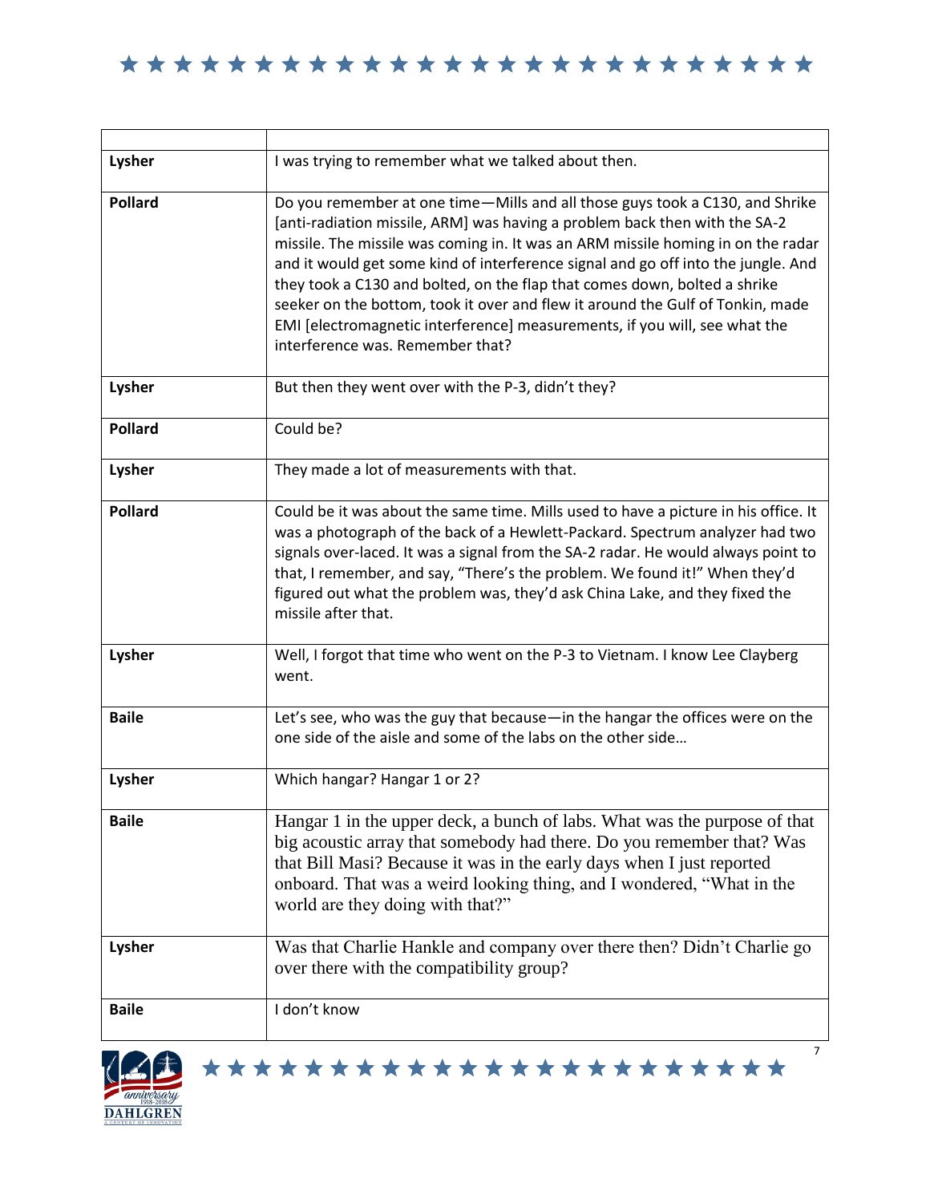| | |
|---|---|
| **Lysher** | I was trying to remember what we talked about then. |
| **Pollard** | Do you remember at one time—Mills and all those guys took a C130, and Shrike [anti-radiation missile, ARM] was having a problem back then with the SA-2 missile. The missile was coming in. It was an ARM missile homing in on the radar and it would get some kind of interference signal and go off into the jungle. And they took a C130 and bolted, on the flap that comes down, bolted a shrike seeker on the bottom, took it over and flew it around the Gulf of Tonkin, made EMI [electromagnetic interference] measurements, if you will, see what the interference was. Remember that? |
| **Lysher** | But then they went over with the P-3, didn't they? |
| **Pollard** | Could be? |
| **Lysher** | They made a lot of measurements with that. |
| **Pollard** | Could be it was about the same time. Mills used to have a picture in his office. It was a photograph of the back of a Hewlett-Packard. Spectrum analyzer had two signals over-laced. It was a signal from the SA-2 radar. He would always point to that, I remember, and say, "There's the problem. We found it!" When they'd figured out what the problem was, they'd ask China Lake, and they fixed the missile after that. |
| **Lysher** | Well, I forgot that time who went on the P-3 to Vietnam. I know Lee Clayberg went. |
| **Baile** | Let's see, who was the guy that because—in the hangar the offices were on the one side of the aisle and some of the labs on the other side… |
| **Lysher** | Which hangar? Hangar 1 or 2? |
| **Baile** | Hangar 1 in the upper deck, a bunch of labs. What was the purpose of that big acoustic array that somebody had there. Do you remember that? Was that Bill Masi? Because it was in the early days when I just reported onboard. That was a weird looking thing, and I wondered, "What in the world are they doing with that?" |
| **Lysher** | Was that Charlie Hankle and company over there then? Didn't Charlie go over there with the compatibility group? |
| **Baile** | I don't know |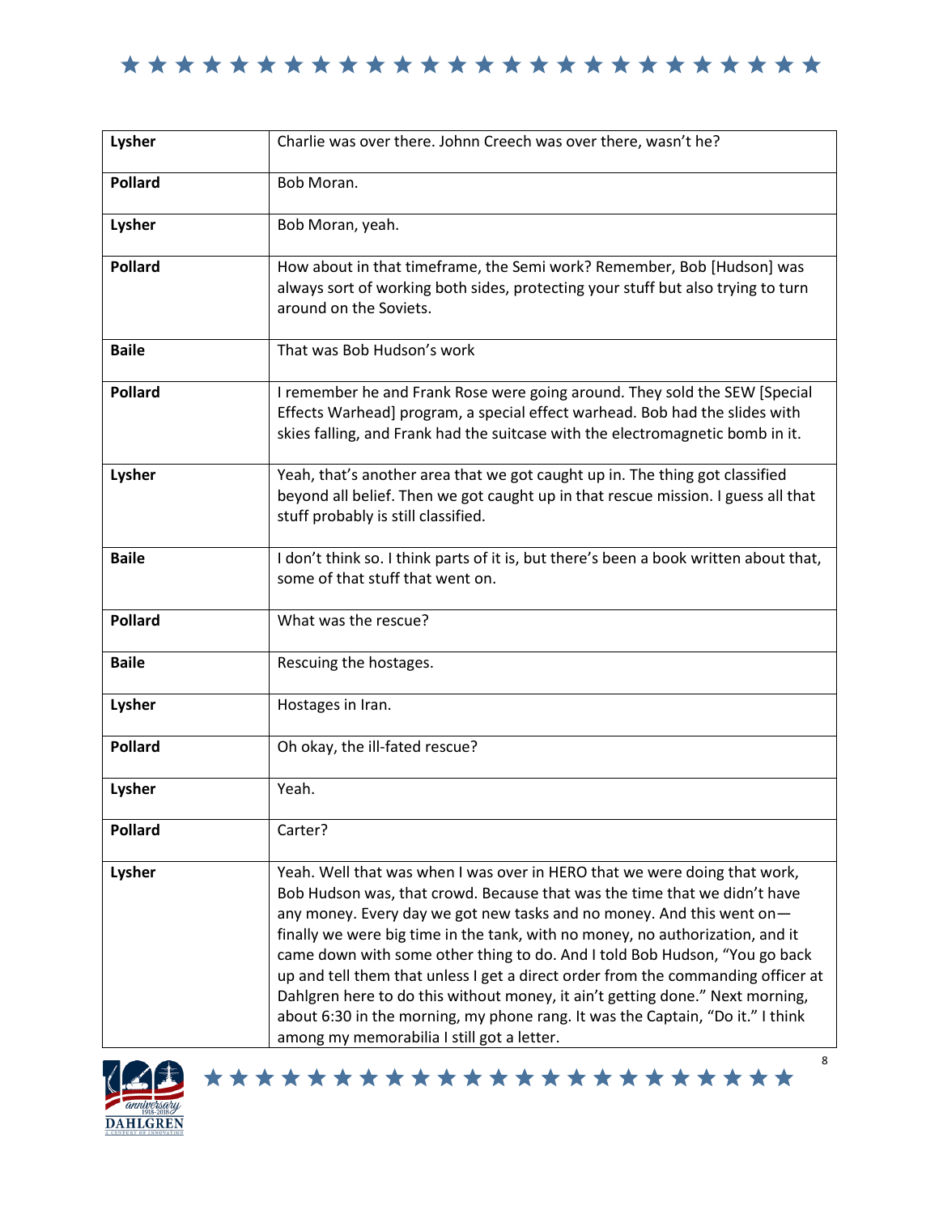| | |
|---|---|
| **Lysher** | Charlie was over there. Johnn Creech was over there, wasn't he? |
| **Pollard** | Bob Moran. |
| **Lysher** | Bob Moran, yeah. |
| **Pollard** | How about in that timeframe, the Semi work? Remember, Bob [Hudson] was always sort of working both sides, protecting your stuff but also trying to turn around on the Soviets. |
| **Baile** | That was Bob Hudson's work |
| **Pollard** | I remember he and Frank Rose were going around. They sold the SEW [Special Effects Warhead] program, a special effect warhead. Bob had the slides with skies falling, and Frank had the suitcase with the electromagnetic bomb in it. |
| **Lysher** | Yeah, that's another area that we got caught up in. The thing got classified beyond all belief. Then we got caught up in that rescue mission. I guess all that stuff probably is still classified. |
| **Baile** | I don't think so. I think parts of it is, but there's been a book written about that, some of that stuff that went on. |
| **Pollard** | What was the rescue? |
| **Baile** | Rescuing the hostages. |
| **Lysher** | Hostages in Iran. |
| **Pollard** | Oh okay, the ill-fated rescue? |
| **Lysher** | Yeah. |
| **Pollard** | Carter? |
| **Lysher** | Yeah. Well that was when I was over in HERO that we were doing that work, Bob Hudson was, that crowd. Because that was the time that we didn't have any money. Every day we got new tasks and no money. And this went on—finally we were big time in the tank, with no money, no authorization, and it came down with some other thing to do. And I told Bob Hudson, "You go back up and tell them that unless I get a direct order from the commanding officer at Dahlgren here to do this without money, it ain't getting done." Next morning, about 6:30 in the morning, my phone rang. It was the Captain, "Do it." I think among my memorabilia I still got a letter. |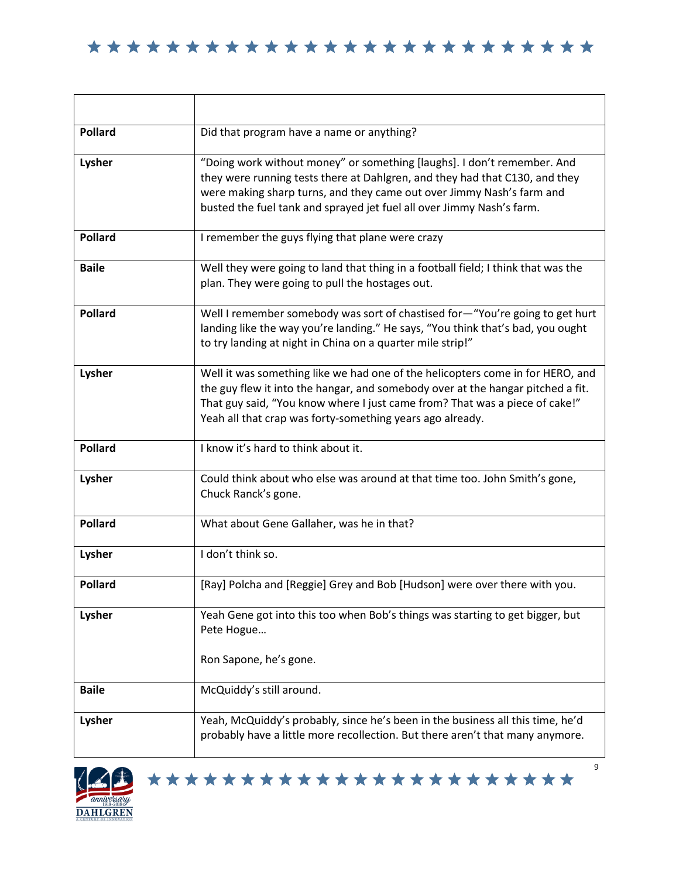| | |
|---|---|
| **Pollard** | Did that program have a name or anything? |
| **Lysher** | "Doing work without money" or something [laughs]. I don't remember. And they were running tests there at Dahlgren, and they had that C130, and they were making sharp turns, and they came out over Jimmy Nash's farm and busted the fuel tank and sprayed jet fuel all over Jimmy Nash's farm. |
| **Pollard** | I remember the guys flying that plane were crazy |
| **Baile** | Well they were going to land that thing in a football field; I think that was the plan. They were going to pull the hostages out. |
| **Pollard** | Well I remember somebody was sort of chastised for—"You're going to get hurt landing like the way you're landing." He says, "You think that's bad, you ought to try landing at night in China on a quarter mile strip!" |
| **Lysher** | Well it was something like we had one of the helicopters come in for HERO, and the guy flew it into the hangar, and somebody over at the hangar pitched a fit. That guy said, "You know where I just came from? That was a piece of cake!" Yeah all that crap was forty-something years ago already. |
| **Pollard** | I know it's hard to think about it. |
| **Lysher** | Could think about who else was around at that time too. John Smith's gone, Chuck Ranck's gone. |
| **Pollard** | What about Gene Gallaher, was he in that? |
| **Lysher** | I don't think so. |
| **Pollard** | [Ray] Polcha and [Reggie] Grey and Bob [Hudson] were over there with you. |
| **Lysher** | Yeah Gene got into this too when Bob's things was starting to get bigger, but Pete Hogue… <br><br> Ron Sapone, he's gone. |
| **Baile** | McQuiddy's still around. |
| **Lysher** | Yeah, McQuiddy's probably, since he's been in the business all this time, he'd probably have a little more recollection. But there aren't that many anymore. |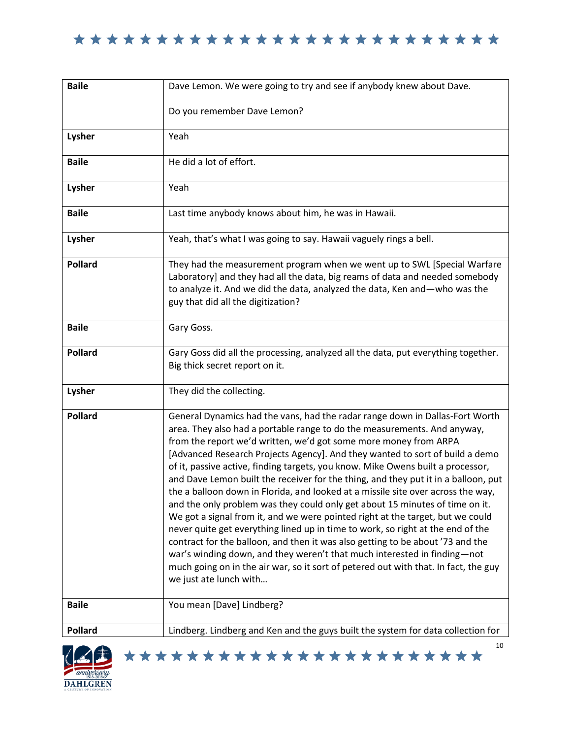| | |
|---|---|
| **Baile** | Dave Lemon. We were going to try and see if anybody knew about Dave.<br><br>Do you remember Dave Lemon? |
| **Lysher** | Yeah |
| **Baile** | He did a lot of effort. |
| **Lysher** | Yeah |
| **Baile** | Last time anybody knows about him, he was in Hawaii. |
| **Lysher** | Yeah, that's what I was going to say. Hawaii vaguely rings a bell. |
| **Pollard** | They had the measurement program when we went up to SWL [Special Warfare Laboratory] and they had all the data, big reams of data and needed somebody to analyze it. And we did the data, analyzed the data, Ken and—who was the guy that did all the digitization? |
| **Baile** | Gary Goss. |
| **Pollard** | Gary Goss did all the processing, analyzed all the data, put everything together. Big thick secret report on it. |
| **Lysher** | They did the collecting. |
| **Pollard** | General Dynamics had the vans, had the radar range down in Dallas-Fort Worth area. They also had a portable range to do the measurements. And anyway, from the report we'd written, we'd got some more money from ARPA [Advanced Research Projects Agency]. And they wanted to sort of build a demo of it, passive active, finding targets, you know. Mike Owens built a processor, and Dave Lemon built the receiver for the thing, and they put it in a balloon, put the a balloon down in Florida, and looked at a missile site over across the way, and the only problem was they could only get about 15 minutes of time on it. We got a signal from it, and we were pointed right at the target, but we could never quite get everything lined up in time to work, so right at the end of the contract for the balloon, and then it was also getting to be about '73 and the war's winding down, and they weren't that much interested in finding—not much going on in the air war, so it sort of petered out with that. In fact, the guy we just ate lunch with… |
| **Baile** | You mean [Dave] Lindberg? |
| **Pollard** | Lindberg. Lindberg and Ken and the guys built the system for data collection for |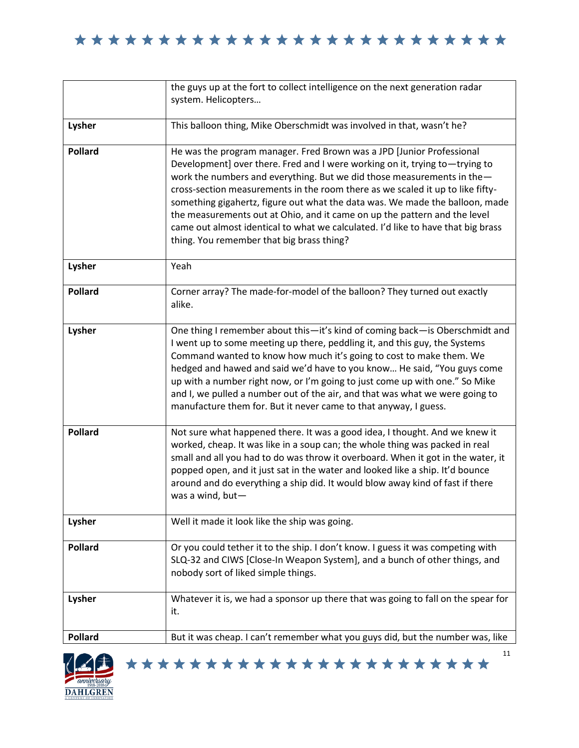| | |
|---|---|
| | the guys up at the fort to collect intelligence on the next generation radar system. Helicopters… |
| **Lysher** | This balloon thing, Mike Oberschmidt was involved in that, wasn't he? |
| **Pollard** | He was the program manager. Fred Brown was a JPD [Junior Professional Development] over there. Fred and I were working on it, trying to—trying to work the numbers and everything. But we did those measurements in the—cross-section measurements in the room there as we scaled it up to like fifty-something gigahertz, figure out what the data was. We made the balloon, made the measurements out at Ohio, and it came on up the pattern and the level came out almost identical to what we calculated. I'd like to have that big brass thing. You remember that big brass thing? |
| **Lysher** | Yeah |
| **Pollard** | Corner array? The made-for-model of the balloon? They turned out exactly alike. |
| **Lysher** | One thing I remember about this—it's kind of coming back—is Oberschmidt and I went up to some meeting up there, peddling it, and this guy, the Systems Command wanted to know how much it's going to cost to make them. We hedged and hawed and said we'd have to you know… He said, "You guys come up with a number right now, or I'm going to just come up with one." So Mike and I, we pulled a number out of the air, and that was what we were going to manufacture them for. But it never came to that anyway, I guess. |
| **Pollard** | Not sure what happened there. It was a good idea, I thought. And we knew it worked, cheap. It was like in a soup can; the whole thing was packed in real small and all you had to do was throw it overboard. When it got in the water, it popped open, and it just sat in the water and looked like a ship. It'd bounce around and do everything a ship did. It would blow away kind of fast if there was a wind, but— |
| **Lysher** | Well it made it look like the ship was going. |
| **Pollard** | Or you could tether it to the ship. I don't know. I guess it was competing with SLQ-32 and CIWS [Close-In Weapon System], and a bunch of other things, and nobody sort of liked simple things. |
| **Lysher** | Whatever it is, we had a sponsor up there that was going to fall on the spear for it. |
| **Pollard** | But it was cheap. I can't remember what you guys did, but the number was, like |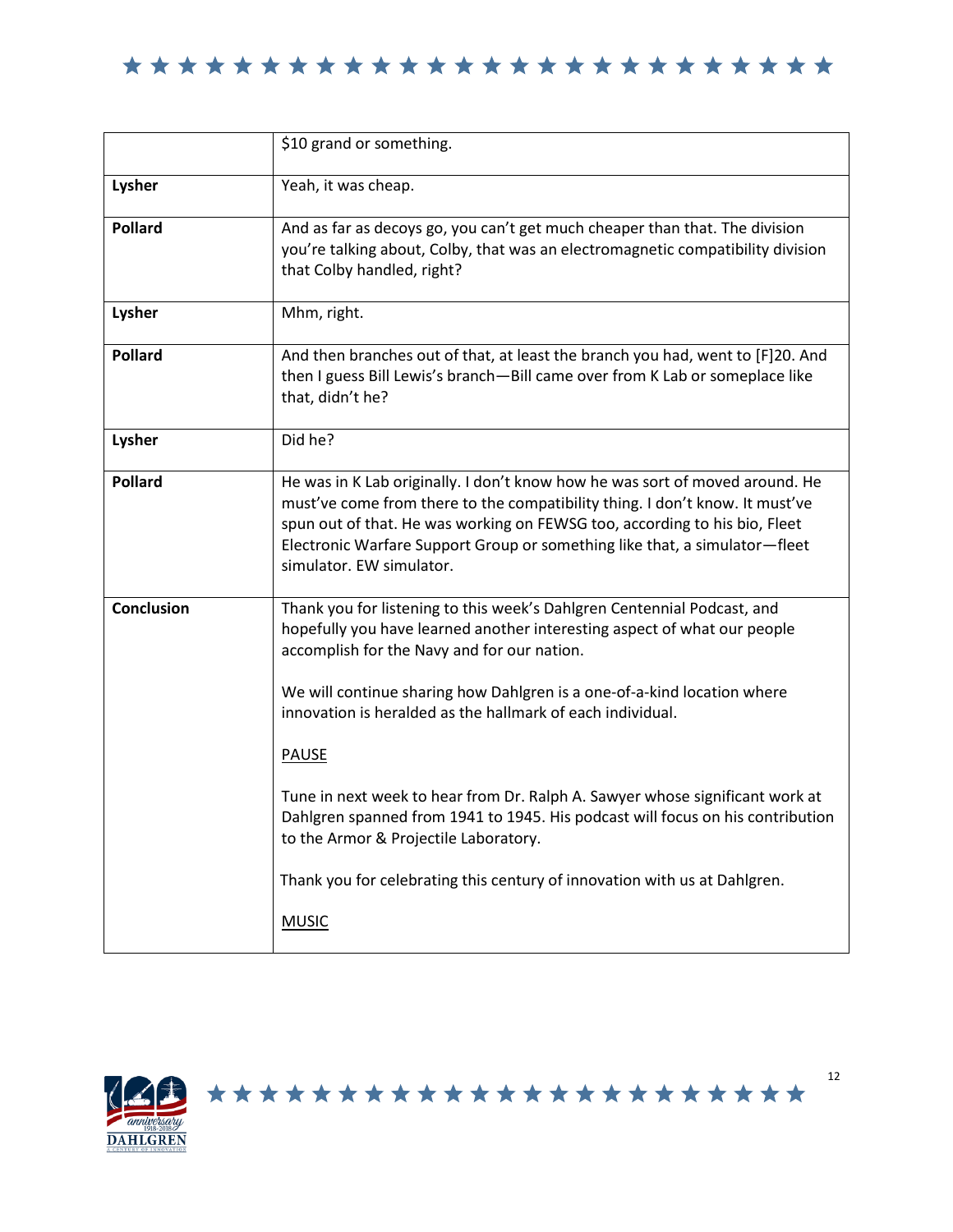| | |
|---|---|
| | $10 grand or something. |
| **Lysher** | Yeah, it was cheap. |
| **Pollard** | And as far as decoys go, you can't get much cheaper than that. The division you're talking about, Colby, that was an electromagnetic compatibility division that Colby handled, right? |
| **Lysher** | Mhm, right. |
| **Pollard** | And then branches out of that, at least the branch you had, went to [F]20. And then I guess Bill Lewis's branch—Bill came over from K Lab or someplace like that, didn't he? |
| **Lysher** | Did he? |
| **Pollard** | He was in K Lab originally. I don't know how he was sort of moved around. He must've come from there to the compatibility thing. I don't know. It must've spun out of that. He was working on FEWSG too, according to his bio, Fleet Electronic Warfare Support Group or something like that, a simulator—fleet simulator. EW simulator. |
| **Conclusion** | Thank you for listening to this week's Dahlgren Centennial Podcast, and hopefully you have learned another interesting aspect of what our people accomplish for the Navy and for our nation.<br><br>We will continue sharing how Dahlgren is a one-of-a-kind location where innovation is heralded as the hallmark of each individual.<br><br><u>PAUSE</u><br><br>Tune in next week to hear from Dr. Ralph A. Sawyer whose significant work at Dahlgren spanned from 1941 to 1945. His podcast will focus on his contribution to the Armor & Projectile Laboratory.<br><br>Thank you for celebrating this century of innovation with us at Dahlgren.<br><br><u>MUSIC</u> |